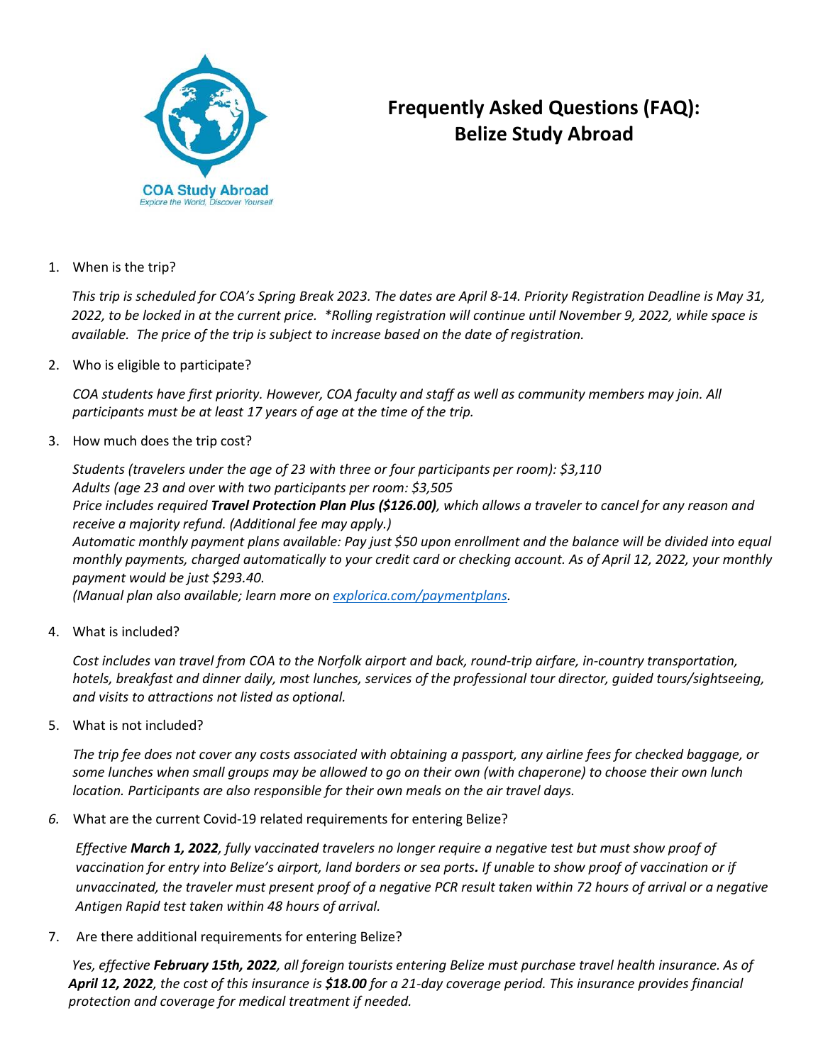COA Study Abroad
Explore the World, Discover Yourself

# Frequently Asked Questions (FAQ): Belize Study Abroad

1. When is the trip?

   *This trip is scheduled for COA's Spring Break 2023. The dates are April 8-14. Priority Registration Deadline is May 31, 2022, to be locked in at the current price. *Rolling registration will continue until November 9, 2022, while space is available. The price of the trip is subject to increase based on the date of registration.*

2. Who is eligible to participate?

   *COA students have first priority. However, COA faculty and staff as well as community members may join. All participants must be at least 17 years of age at the time of the trip.*

3. How much does the trip cost?

   *Students (travelers under the age of 23 with three or four participants per room): $3,110*
   *Adults (age 23 and over with two participants per room: $3,505*
   *Price includes required **Travel Protection Plan Plus ($126.00)**, which allows a traveler to cancel for any reason and receive a majority refund. (Additional fee may apply.)*
   *Automatic monthly payment plans available: Pay just $50 upon enrollment and the balance will be divided into equal monthly payments, charged automatically to your credit card or checking account. As of April 12, 2022, your monthly payment would be just $293.40.*
   *(Manual plan also available; learn more on [explorica.com/paymentplans](explorica.com/paymentplans).*

4. What is included?

   *Cost includes van travel from COA to the Norfolk airport and back, round-trip airfare, in-country transportation, hotels, breakfast and dinner daily, most lunches, services of the professional tour director, guided tours/sightseeing, and visits to attractions not listed as optional.*

5. What is not included?

   *The trip fee does not cover any costs associated with obtaining a passport, any airline fees for checked baggage, or some lunches when small groups may be allowed to go on their own (with chaperone) to choose their own lunch location. Participants are also responsible for their own meals on the air travel days.*

6. What are the current Covid-19 related requirements for entering Belize?

   *Effective **March 1, 2022**, fully vaccinated travelers no longer require a negative test but must show proof of vaccination for entry into Belize's airport, land borders or sea ports**.** If unable to show proof of vaccination or if unvaccinated, the traveler must present proof of a negative PCR result taken within 72 hours of arrival or a negative Antigen Rapid test taken within 48 hours of arrival.*

7. Are there additional requirements for entering Belize?

   *Yes, effective **February 15th, 2022**, all foreign tourists entering Belize must purchase travel health insurance. As of **April 12, 2022**, the cost of this insurance is **$18.00** for a 21-day coverage period. This insurance provides financial protection and coverage for medical treatment if needed.*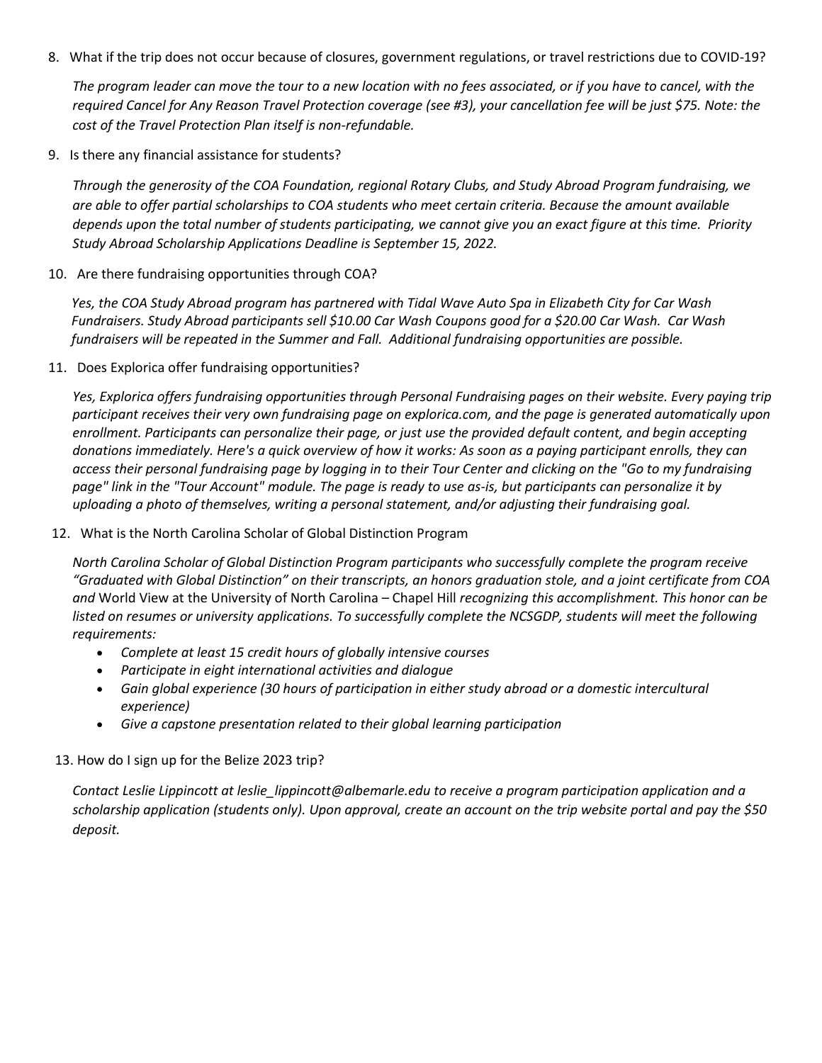8. What if the trip does not occur because of closures, government regulations, or travel restrictions due to COVID-19?

   *The program leader can move the tour to a new location with no fees associated, or if you have to cancel, with the required Cancel for Any Reason Travel Protection coverage (see #3), your cancellation fee will be just $75. Note: the cost of the Travel Protection Plan itself is non-refundable.*

9. Is there any financial assistance for students?

   *Through the generosity of the COA Foundation, regional Rotary Clubs, and Study Abroad Program fundraising, we are able to offer partial scholarships to COA students who meet certain criteria. Because the amount available depends upon the total number of students participating, we cannot give you an exact figure at this time. Priority Study Abroad Scholarship Applications Deadline is September 15, 2022.*

10. Are there fundraising opportunities through COA?

    *Yes, the COA Study Abroad program has partnered with Tidal Wave Auto Spa in Elizabeth City for Car Wash Fundraisers. Study Abroad participants sell $10.00 Car Wash Coupons good for a $20.00 Car Wash. Car Wash fundraisers will be repeated in the Summer and Fall. Additional fundraising opportunities are possible.*

11. Does Explorica offer fundraising opportunities?

    *Yes, Explorica offers fundraising opportunities through Personal Fundraising pages on their website. Every paying trip participant receives their very own fundraising page on explorica.com, and the page is generated automatically upon enrollment. Participants can personalize their page, or just use the provided default content, and begin accepting donations immediately. Here's a quick overview of how it works: As soon as a paying participant enrolls, they can access their personal fundraising page by logging in to their Tour Center and clicking on the "Go to my fundraising page" link in the "Tour Account" module. The page is ready to use as-is, but participants can personalize it by uploading a photo of themselves, writing a personal statement, and/or adjusting their fundraising goal.*

12. What is the North Carolina Scholar of Global Distinction Program

    *North Carolina Scholar of Global Distinction Program participants who successfully complete the program receive "Graduated with Global Distinction" on their transcripts, an honors graduation stole, and a joint certificate from COA and* World View at the University of North Carolina – Chapel Hill *recognizing this accomplishment. This honor can be listed on resumes or university applications. To successfully complete the NCSGDP, students will meet the following requirements:*

    - *Complete at least 15 credit hours of globally intensive courses*
    - *Participate in eight international activities and dialogue*
    - *Gain global experience (30 hours of participation in either study abroad or a domestic intercultural experience)*
    - *Give a capstone presentation related to their global learning participation*

13. How do I sign up for the Belize 2023 trip?

    *Contact Leslie Lippincott at leslie_lippincott@albemarle.edu to receive a program participation application and a scholarship application (students only). Upon approval, create an account on the trip website portal and pay the $50 deposit.*